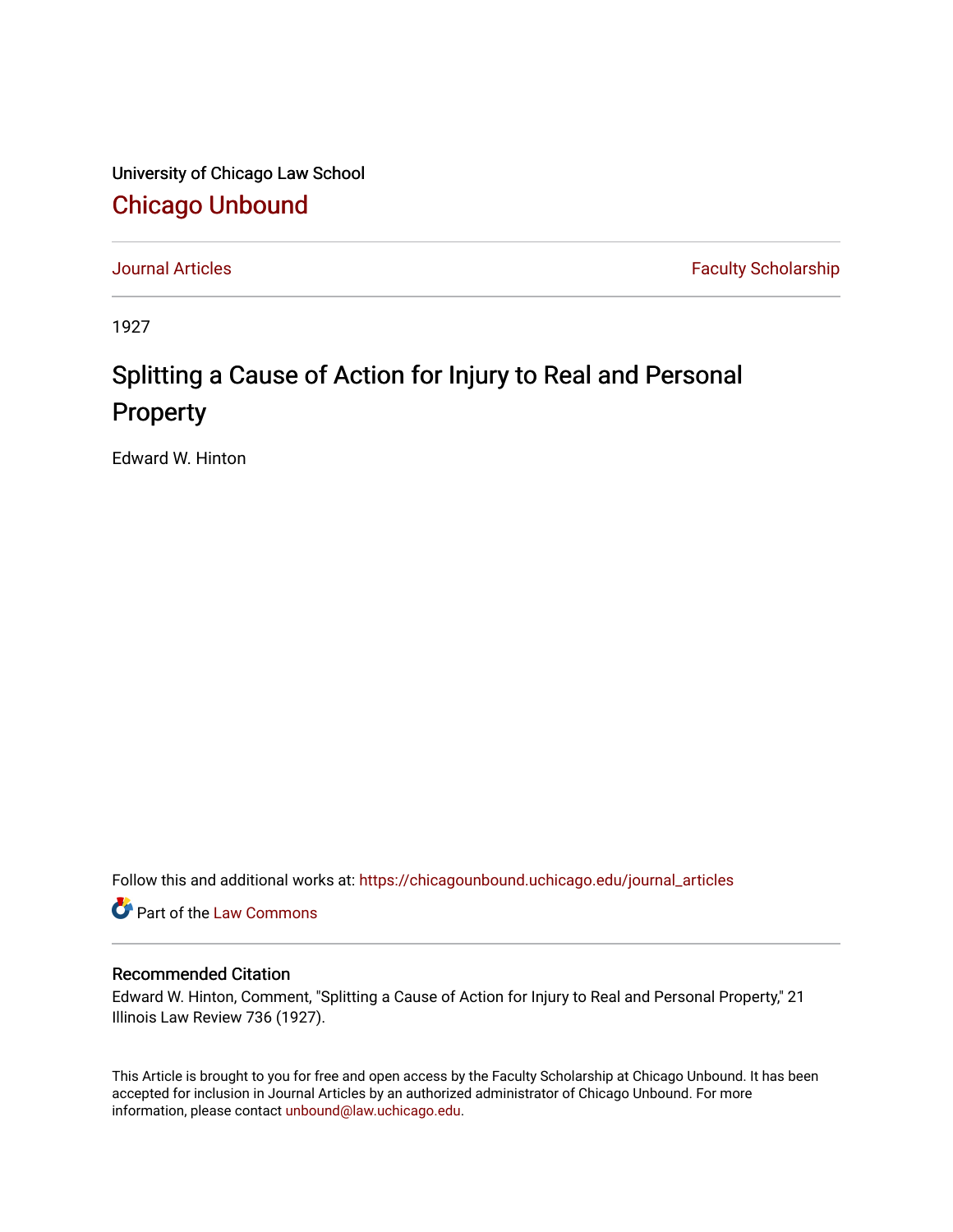University of Chicago Law School

## Chicago Unbound

Journal Articles | Faculty Scholarship

1927

# Splitting a Cause of Action for Injury to Real and Personal Property

Edward W. Hinton

Follow this and additional works at: https://chicagounbound.uchicago.edu/journal_articles

Part of the Law Commons

### Recommended Citation

Edward W. Hinton, Comment, "Splitting a Cause of Action for Injury to Real and Personal Property," 21 Illinois Law Review 736 (1927).

This Article is brought to you for free and open access by the Faculty Scholarship at Chicago Unbound. It has been accepted for inclusion in Journal Articles by an authorized administrator of Chicago Unbound. For more information, please contact unbound@law.uchicago.edu.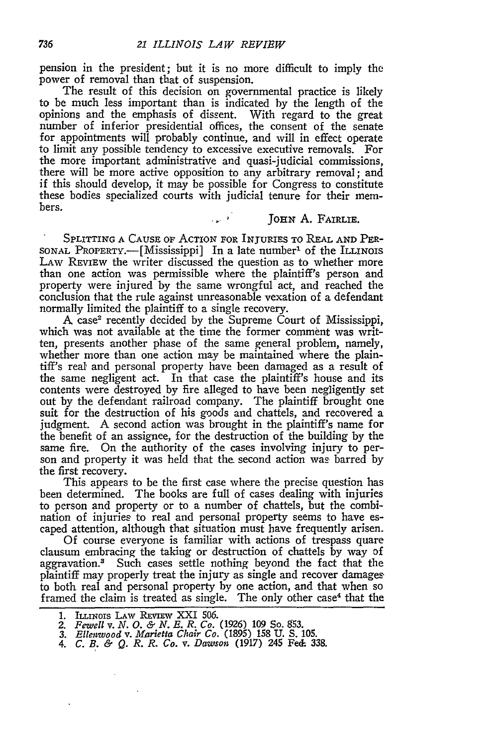pension in the president; but it is no more difficult to imply the power of removal than that of suspension.

The result of this decision on governmental practice is likely to be much less important than is indicated by the length of the opinions and the emphasis of dissent. With regard to the great number of inferior presidential offices, the consent of the senate for appointments will probably continue, and will in effect operate to limit any possible tendency to excessive executive removals. For the more important administrative and quasi-judicial commissions, there will be more active opposition to any arbitrary removal; and if this should develop, it may be possible for Congress to constitute these bodies specialized courts with judicial tenure for their members.

JOHN A. FAIRLIE.

SPLITTING A CAUSE OF ACTION FOR INJURIES TO REAL AND PERSONAL PROPERTY.—[Mississippi] In a late number[1] of the ILLINOIS LAW REVIEW the writer discussed the question as to whether more than one action was permissible where the plaintiff's person and property were injured by the same wrongful act, and reached the conclusion that the rule against unreasonable vexation of a defendant normally limited the plaintiff to a single recovery.

A case[2] recently decided by the Supreme Court of Mississippi, which was not available at the time the former comment was written, presents another phase of the same general problem, namely, whether more than one action may be maintained where the plaintiff's real and personal property have been damaged as a result of the same negligent act. In that case the plaintiff's house and its contents were destroyed by fire alleged to have been negligently set out by the defendant railroad company. The plaintiff brought one suit for the destruction of his goods and chattels, and recovered a judgment. A second action was brought in the plaintiff's name for the benefit of an assignee, for the destruction of the building by the same fire. On the authority of the cases involving injury to person and property it was held that the second action was barred by the first recovery.

This appears to be the first case where the precise question has been determined. The books are full of cases dealing with injuries to person and property or to a number of chattels, but the combination of injuries to real and personal property seems to have escaped attention, although that situation must have frequently arisen.

Of course everyone is familiar with actions of trespass quare clausum embracing the taking or destruction of chattels by way of aggravation.[3] Such cases settle nothing beyond the fact that the plaintiff may properly treat the injury as single and recover damages to both real and personal property by one action, and that when so framed the claim is treated as single. The only other case[4] that the

1. ILLINOIS LAW REVIEW XXI 506.
2. *Fewell* v. *N. O. & N. E. R. Co.* (1926) 109 So. 853.
3. *Ellenwood* v. *Marietta Chair Co.* (1895) 158 U. S. 105.
4. *C. B. & Q. R. R. Co.* v. *Dawson* (1917) 245 Fed. 338.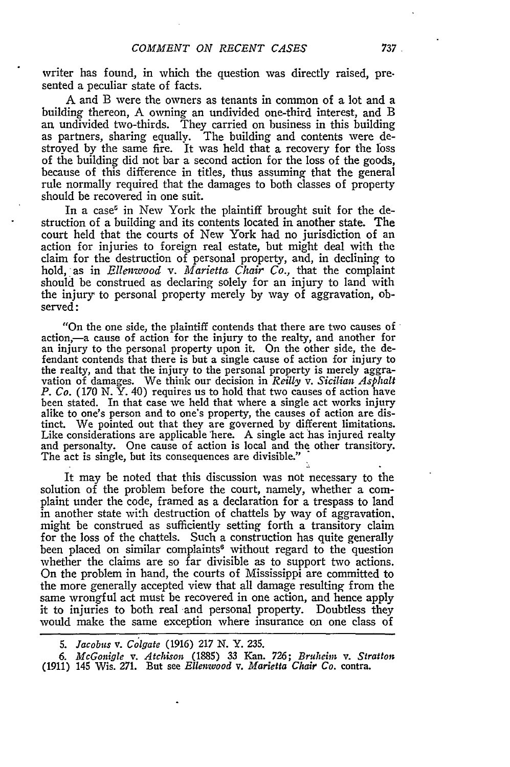writer has found, in which the question was directly raised, presented a peculiar state of facts.

A and B were the owners as tenants in common of a lot and a building thereon, A owning an undivided one-third interest, and B an undivided two-thirds. They carried on business in this building as partners, sharing equally. The building and contents were destroyed by the same fire. It was held that a recovery for the loss of the building did not bar a second action for the loss of the goods, because of this difference in titles, thus assuming that the general rule normally required that the damages to both classes of property should be recovered in one suit.

In a case[5] in New York the plaintiff brought suit for the destruction of a building and its contents located in another state. The court held that the courts of New York had no jurisdiction of an action for injuries to foreign real estate, but might deal with the claim for the destruction of personal property, and, in declining to hold, as in *Ellenwood* v. *Marietta Chair Co.*, that the complaint should be construed as declaring solely for an injury to land with the injury to personal property merely by way of aggravation, observed:

> "On the one side, the plaintiff contends that there are two causes of action,—a cause of action for the injury to the realty, and another for an injury to the personal property upon it. On the other side, the defendant contends that there is but a single cause of action for injury to the realty, and that the injury to the personal property is merely aggravation of damages. We think our decision in *Reilly* v. *Sicilian Asphalt P. Co.* (170 N. Y. 40) requires us to hold that two causes of action have been stated. In that case we held that where a single act works injury alike to one's person and to one's property, the causes of action are distinct. We pointed out that they are governed by different limitations. Like considerations are applicable here. A single act has injured realty and personalty. One cause of action is local and the other transitory. The act is single, but its consequences are divisible."

It may be noted that this discussion was not necessary to the solution of the problem before the court, namely, whether a complaint under the code, framed as a declaration for a trespass to land in another state with destruction of chattels by way of aggravation, might be construed as sufficiently setting forth a transitory claim for the loss of the chattels. Such a construction has quite generally been placed on similar complaints[6] without regard to the question whether the claims are so far divisible as to support two actions. On the problem in hand, the courts of Mississippi are committed to the more generally accepted view that all damage resulting from the same wrongful act must be recovered in one action, and hence apply it to injuries to both real and personal property. Doubtless they would make the same exception where insurance on one class of

---

5. *Jacobus* v. *Colgate* (1916) 217 N. Y. 235.

6. *McGonigle* v. *Atchison* (1885) 33 Kan. 726; *Bruheim* v. *Stratton* (1911) 145 Wis. 271. But see *Ellenwood* v. *Marietta Chair Co.* contra.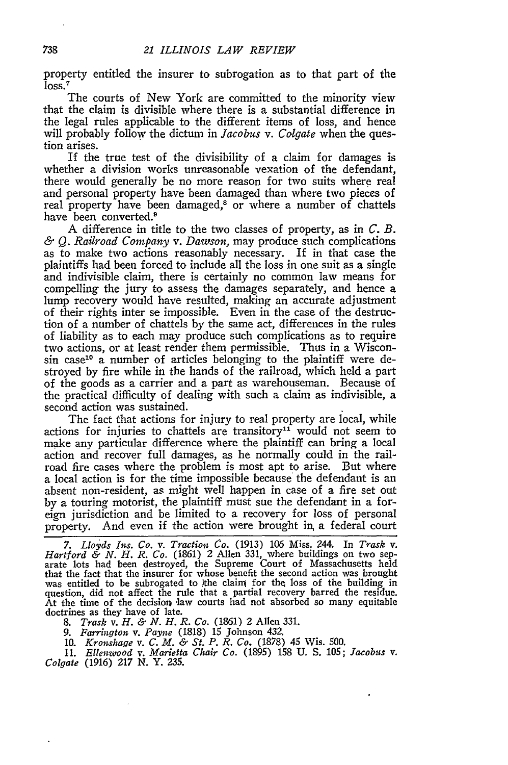property entitled the insurer to subrogation as to that part of the loss.[7]

The courts of New York are committed to the minority view that the claim is divisible where there is a substantial difference in the legal rules applicable to the different items of loss, and hence will probably follow the dictum in *Jacobus* v. *Colgate* when the question arises.

If the true test of the divisibility of a claim for damages is whether a division works unreasonable vexation of the defendant, there would generally be no more reason for two suits where real and personal property have been damaged than where two pieces of real property have been damaged,[8] or where a number of chattels have been converted.[9]

A difference in title to the two classes of property, as in *C. B. & Q. Railroad Company* v. *Dawson*, may produce such complications as to make two actions reasonably necessary. If in that case the plaintiffs had been forced to include all the loss in one suit as a single and indivisible claim, there is certainly no common law means for compelling the jury to assess the damages separately, and hence a lump recovery would have resulted, making an accurate adjustment of their rights inter se impossible. Even in the case of the destruction of a number of chattels by the same act, differences in the rules of liability as to each may produce such complications as to require two actions, or at least render them permissible. Thus in a Wisconsin case[10] a number of articles belonging to the plaintiff were destroyed by fire while in the hands of the railroad, which held a part of the goods as a carrier and a part as warehouseman. Because of the practical difficulty of dealing with such a claim as indivisible, a second action was sustained.

The fact that actions for injury to real property are local, while actions for injuries to chattels are transitory[11] would not seem to make any particular difference where the plaintiff can bring a local action and recover full damages, as he normally could in the railroad fire cases where the problem is most apt to arise. But where a local action is for the time impossible because the defendant is an absent non-resident, as might well happen in case of a fire set out by a touring motorist, the plaintiff must sue the defendant in a foreign jurisdiction and be limited to a recovery for loss of personal property. And even if the action were brought in a federal court

---

7. *Lloyds Ins. Co.* v. *Traction Co.* (1913) 106 Miss. 244. In *Trask* v. *Hartford & N. H. R. Co.* (1861) 2 Allen 331, where buildings on two separate lots had been destroyed, the Supreme Court of Massachusetts held that the fact that the insurer for whose benefit the second action was brought was entitled to be subrogated to the claim for the loss of the building in question, did not affect the rule that a partial recovery barred the residue. At the time of the decision law courts had not absorbed so many equitable doctrines as they have of late.

8. *Trask* v. *H. & N. H. R. Co.* (1861) 2 Allen 331.

9. *Farrington* v. *Payne* (1818) 15 Johnson 432.

10. *Kronshage* v. *C. M. & St. P. R. Co.* (1878) 45 Wis. 500.

11. *Ellenwood* v. *Marietta Chair Co.* (1895) 158 U. S. 105; *Jacobus* v. *Colgate* (1916) 217 N. Y. 235.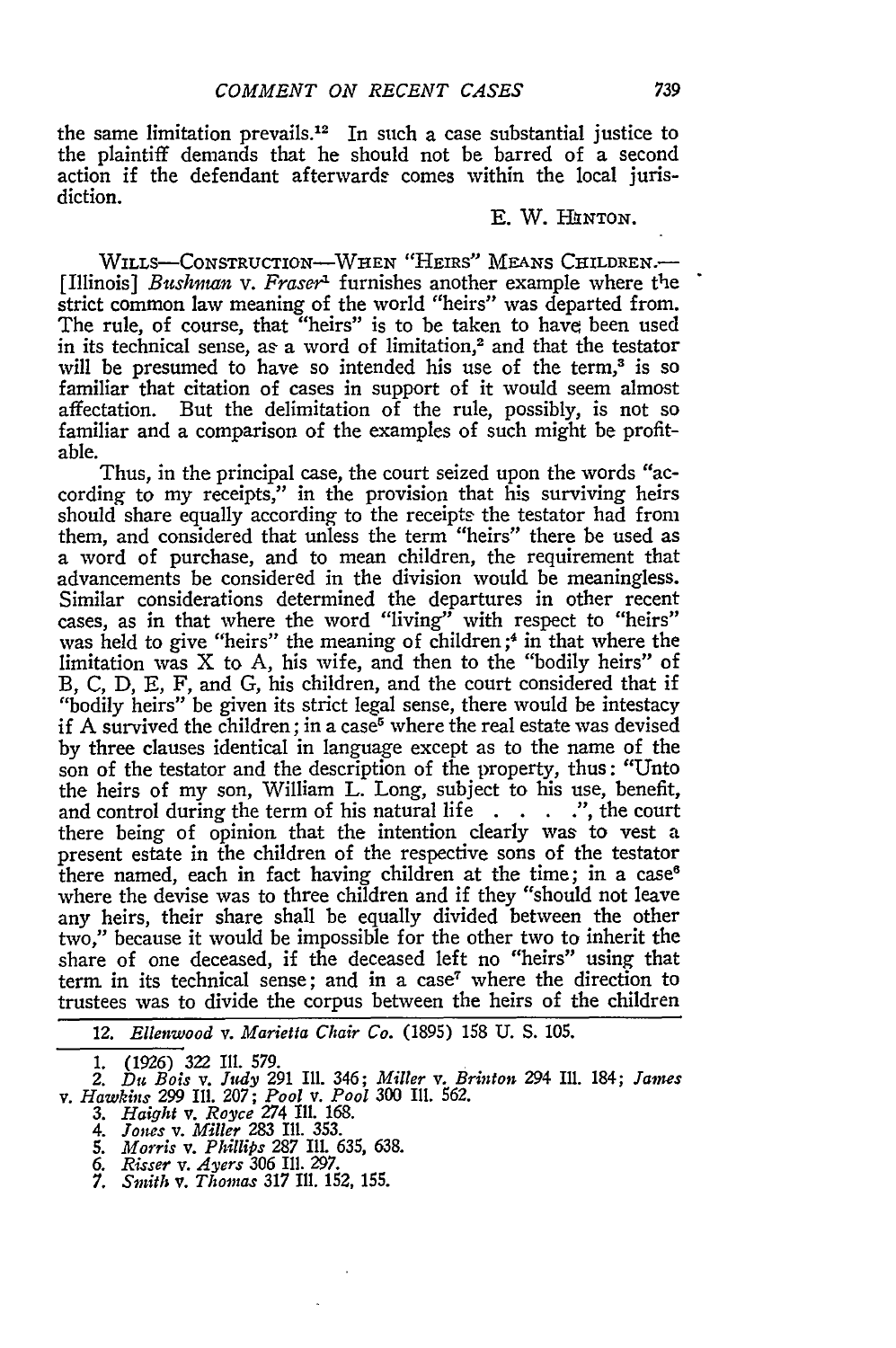the same limitation prevails.[12] In such a case substantial justice to the plaintiff demands that he should not be barred of a second action if the defendant afterwards comes within the local jurisdiction.

E. W. HINTON.

WILLS—CONSTRUCTION—WHEN "HEIRS" MEANS CHILDREN.—[Illinois] *Bushman* v. *Fraser*[1] furnishes another example where the strict common law meaning of the world "heirs" was departed from. The rule, of course, that "heirs" is to be taken to have been used in its technical sense, as a word of limitation,[2] and that the testator will be presumed to have so intended his use of the term,[3] is so familiar that citation of cases in support of it would seem almost affectation. But the delimitation of the rule, possibly, is not so familiar and a comparison of the examples of such might be profitable.

Thus, in the principal case, the court seized upon the words "according to my receipts," in the provision that his surviving heirs should share equally according to the receipts the testator had from them, and considered that unless the term "heirs" there be used as a word of purchase, and to mean children, the requirement that advancements be considered in the division would be meaningless. Similar considerations determined the departures in other recent cases, as in that where the word "living" with respect to "heirs" was held to give "heirs" the meaning of children;[4] in that where the limitation was X to A, his wife, and then to the "bodily heirs" of B, C, D, E, F, and G, his children, and the court considered that if "bodily heirs" be given its strict legal sense, there would be intestacy if A survived the children; in a case[5] where the real estate was devised by three clauses identical in language except as to the name of the son of the testator and the description of the property, thus: "Unto the heirs of my son, William L. Long, subject to his use, benefit, and control during the term of his natural life . . . . .", the court there being of opinion that the intention clearly was to vest a present estate in the children of the respective sons of the testator there named, each in fact having children at the time; in a case[6] where the devise was to three children and if they "should not leave any heirs, their share shall be equally divided between the other two," because it would be impossible for the other two to inherit the share of one deceased, if the deceased left no "heirs" using that term in its technical sense; and in a case[7] where the direction to trustees was to divide the corpus between the heirs of the children

---

12. *Ellenwood* v. *Marietta Chair Co.* (1895) 158 U. S. 105.

1. (1926) 322 Ill. 579.
2. *Du Bois* v. *Judy* 291 Ill. 346; *Miller* v. *Brinton* 294 Ill. 184; *James* v. *Hawkins* 299 Ill. 207; *Pool* v. *Pool* 300 Ill. 562.
3. *Haight* v. *Royce* 274 Ill. 168.
4. *Jones* v. *Miller* 283 Ill. 353.
5. *Morris* v. *Phillips* 287 Ill. 635, 638.
6. *Risser* v. *Ayers* 306 Ill. 297.
7. *Smith* v. *Thomas* 317 Ill. 152, 155.